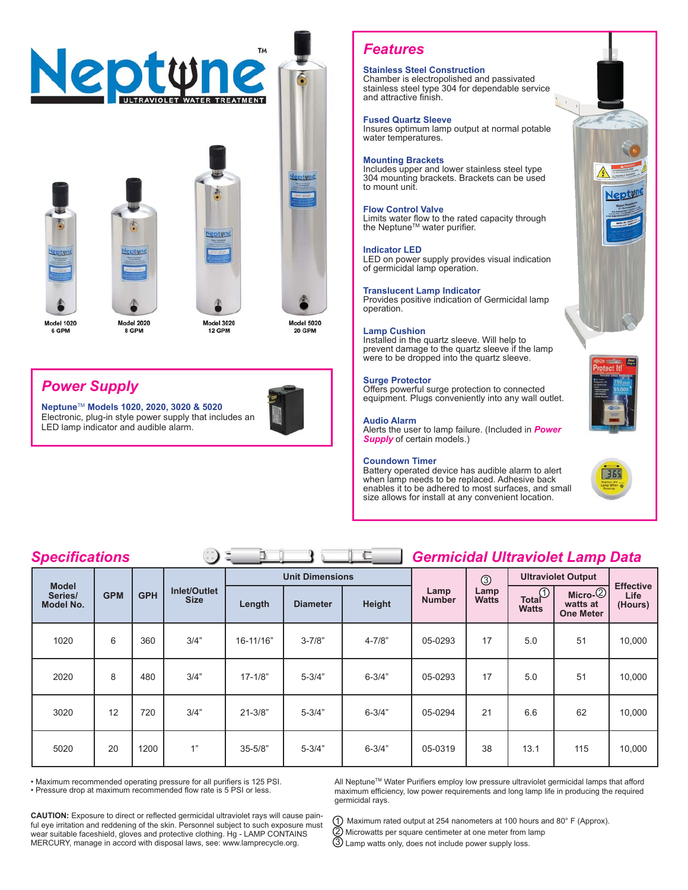# Neptune™

ULTRAVIOLET WATER TREATMENT

Model 1020
6 GPM

Model 2020
8 GPM

Model 3020
12 GPM

Model 5020
20 GPM

## Power Supply

**Neptune™ Models 1020, 2020, 3020 & 5020**
Electronic, plug-in style power supply that includes an LED lamp indicator and audible alarm.

## Features

**Stainless Steel Construction**
Chamber is electropolished and passivated stainless steel type 304 for dependable service and attractive finish.

**Fused Quartz Sleeve**
Insures optimum lamp output at normal potable water temperatures.

**Mounting Brackets**
Includes upper and lower stainless steel type 304 mounting brackets. Brackets can be used to mount unit.

**Flow Control Valve**
Limits water flow to the rated capacity through the Neptune™ water purifier.

**Indicator LED**
LED on power supply provides visual indication of germicidal lamp operation.

**Translucent Lamp Indicator**
Provides positive indication of Germicidal lamp operation.

**Lamp Cushion**
Installed in the quartz sleeve. Will help to prevent damage to the quartz sleeve if the lamp were to be dropped into the quartz sleeve.

**Surge Protector**
Offers powerful surge protection to connected equipment. Plugs conveniently into any wall outlet.

**Audio Alarm**
Alerts the user to lamp failure. (Included in ***Power Supply*** of certain models.)

**Coundown Timer**
Battery operated device has audible alarm to alert when lamp needs to be replaced. Adhesive back enables it to be adhered to most surfaces, and small size allows for install at any convenient location.

## Specifications / Germicidal Ultraviolet Lamp Data

| Model Series/ Model No. | GPM | GPH | Inlet/Outlet Size | Unit Dimensions | | | Lamp Number | ③ Lamp Watts | Ultraviolet Output | | Effective Life (Hours) |
|---|---|---|---|---|---|---|---|---|---|---|---|
| | | | | Length | Diameter | Height | | | Total ① Watts | Micro-② watts at One Meter | |
| 1020 | 6 | 360 | 3/4" | 16-11/16" | 3-7/8" | 4-7/8" | 05-0293 | 17 | 5.0 | 51 | 10,000 |
| 2020 | 8 | 480 | 3/4" | 17-1/8" | 5-3/4" | 6-3/4" | 05-0293 | 17 | 5.0 | 51 | 10,000 |
| 3020 | 12 | 720 | 3/4" | 21-3/8" | 5-3/4" | 6-3/4" | 05-0294 | 21 | 6.6 | 62 | 10,000 |
| 5020 | 20 | 1200 | 1" | 35-5/8" | 5-3/4" | 6-3/4" | 05-0319 | 38 | 13.1 | 115 | 10,000 |

- Maximum recommended operating pressure for all purifiers is 125 PSI.
- Pressure drop at maximum recommended flow rate is 5 PSI or less.

**CAUTION:** Exposure to direct or reflected germicidal ultraviolet rays will cause painful eye irritation and reddening of the skin. Personnel subject to such exposure must wear suitable faceshield, gloves and protective clothing. Hg - LAMP CONTAINS MERCURY, manage in accord with disposal laws, see: www.lamprecycle.org.

All Neptune™ Water Purifiers employ low pressure ultraviolet germicidal lamps that afford maximum efficiency, low power requirements and long lamp life in producing the required germicidal rays.

① Maximum rated output at 254 nanometers at 100 hours and 80° F (Approx).
② Microwatts per square centimeter at one meter from lamp
③ Lamp watts only, does not include power supply loss.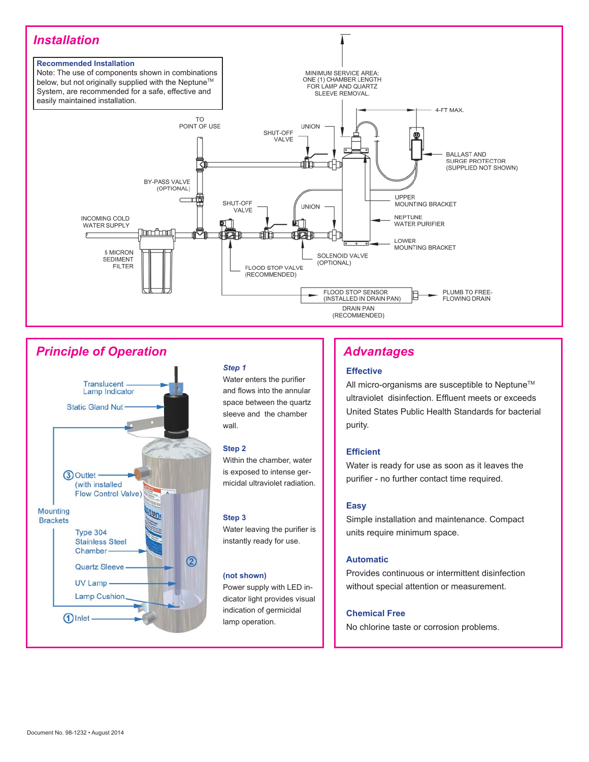## Installation

**Recommended Installation**

Note: The use of components shown in combinations below, but not originally supplied with the Neptune™ System, are recommended for a safe, effective and easily maintained installation.

MINIMUM SERVICE AREA: ONE (1) CHAMBER LENGTH FOR LAMP AND QUARTZ SLEEVE REMOVAL.

4-FT MAX.

TO POINT OF USE

SHUT-OFF VALVE

UNION

BALLAST AND SURGE PROTECTOR (SUPPLIED NOT SHOWN)

BY-PASS VALVE (OPTIONAL)

SHUT-OFF VALVE

UNION

UPPER MOUNTING BRACKET

INCOMING COLD WATER SUPPLY

NEPTUNE WATER PURIFIER

LOWER MOUNTING BRACKET

5 MICRON SEDIMENT FILTER

SOLENOID VALVE (OPTIONAL)

FLOOD STOP VALVE (RECOMMENDED)

FLOOD STOP SENSOR (INSTALLED IN DRAIN PAN)

PLUMB TO FREE-FLOWING DRAIN

DRAIN PAN (RECOMMENDED)

## Principle of Operation

Translucent Lamp Indicator

Static Gland Nut

Mounting Brackets

③ Outlet (with installed Flow Control Valve)

Type 304 Stainless Steel Chamber

Quartz Sleeve

UV Lamp

Lamp Cushion

① Inlet

②

***Step 1***

Water enters the purifier and flows into the annular space between the quartz sleeve and the chamber wall.

***Step 2***

Within the chamber, water is exposed to intense germicidal ultraviolet radiation.

***Step 3***

Water leaving the purifier is instantly ready for use.

***(not shown)***

Power supply with LED indicator light provides visual indication of germicidal lamp operation.

## Advantages

### Effective

All micro-organisms are susceptible to Neptune™ ultraviolet disinfection. Effluent meets or exceeds United States Public Health Standards for bacterial purity.

### Efficient

Water is ready for use as soon as it leaves the purifier - no further contact time required.

### Easy

Simple installation and maintenance. Compact units require minimum space.

### Automatic

Provides continuous or intermittent disinfection without special attention or measurement.

### Chemical Free

No chlorine taste or corrosion problems.

Document No. 98-1232 • August 2014